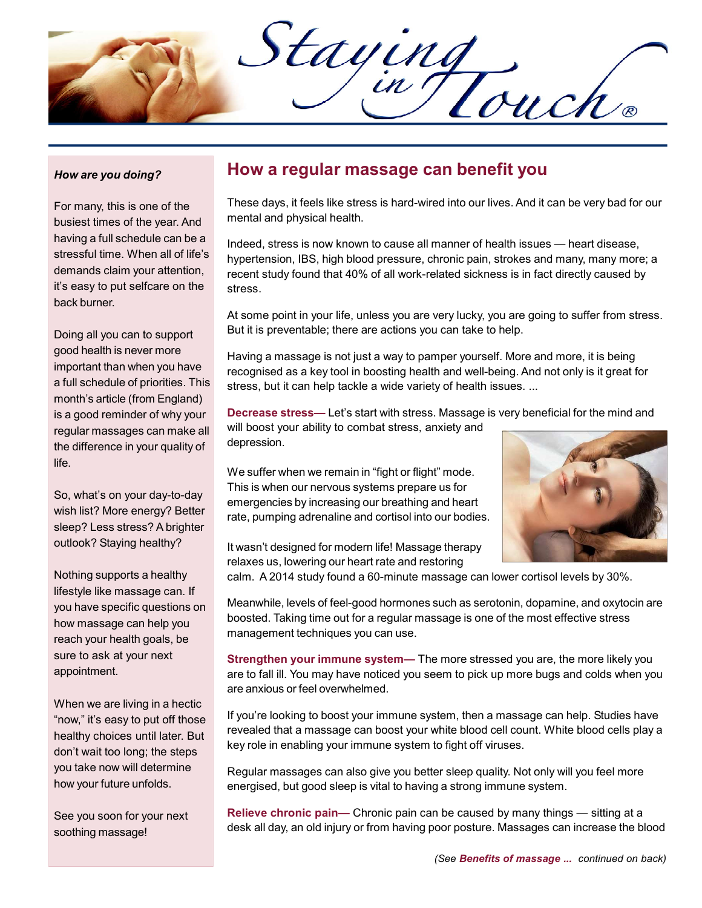# Staying in Touch®

*How are you doing?*

For many, this is one of the busiest times of the year. And having a full schedule can be a stressful time. When all of life's demands claim your attention, it's easy to put selfcare on the back burner.

Doing all you can to support good health is never more important than when you have a full schedule of priorities. This month's article (from England) is a good reminder of why your regular massages can make all the difference in your quality of life.

So, what's on your day-to-day wish list? More energy? Better sleep? Less stress? A brighter outlook? Staying healthy?

Nothing supports a healthy lifestyle like massage can. If you have specific questions on how massage can help you reach your health goals, be sure to ask at your next appointment.

When we are living in a hectic "now," it's easy to put off those healthy choices until later. But don't wait too long; the steps you take now will determine how your future unfolds.

See you soon for your next soothing massage!

## How a regular massage can benefit you

These days, it feels like stress is hard-wired into our lives. And it can be very bad for our mental and physical health.

Indeed, stress is now known to cause all manner of health issues — heart disease, hypertension, IBS, high blood pressure, chronic pain, strokes and many, many more; a recent study found that 40% of all work-related sickness is in fact directly caused by stress.

At some point in your life, unless you are very lucky, you are going to suffer from stress. But it is preventable; there are actions you can take to help.

Having a massage is not just a way to pamper yourself. More and more, it is being recognised as a key tool in boosting health and well-being. And not only is it great for stress, but it can help tackle a wide variety of health issues. ...

**Decrease stress—** Let's start with stress. Massage is very beneficial for the mind and will boost your ability to combat stress, anxiety and depression.

We suffer when we remain in "fight or flight" mode. This is when our nervous systems prepare us for emergencies by increasing our breathing and heart rate, pumping adrenaline and cortisol into our bodies.

It wasn't designed for modern life! Massage therapy relaxes us, lowering our heart rate and restoring calm. A 2014 study found a 60-minute massage can lower cortisol levels by 30%.

Meanwhile, levels of feel-good hormones such as serotonin, dopamine, and oxytocin are boosted. Taking time out for a regular massage is one of the most effective stress management techniques you can use.

**Strengthen your immune system—** The more stressed you are, the more likely you are to fall ill. You may have noticed you seem to pick up more bugs and colds when you are anxious or feel overwhelmed.

If you're looking to boost your immune system, then a massage can help. Studies have revealed that a massage can boost your white blood cell count. White blood cells play a key role in enabling your immune system to fight off viruses.

Regular massages can also give you better sleep quality. Not only will you feel more energised, but good sleep is vital to having a strong immune system.

**Relieve chronic pain—** Chronic pain can be caused by many things — sitting at a desk all day, an old injury or from having poor posture. Massages can increase the blood

*(See **Benefits of massage ...** continued on back)*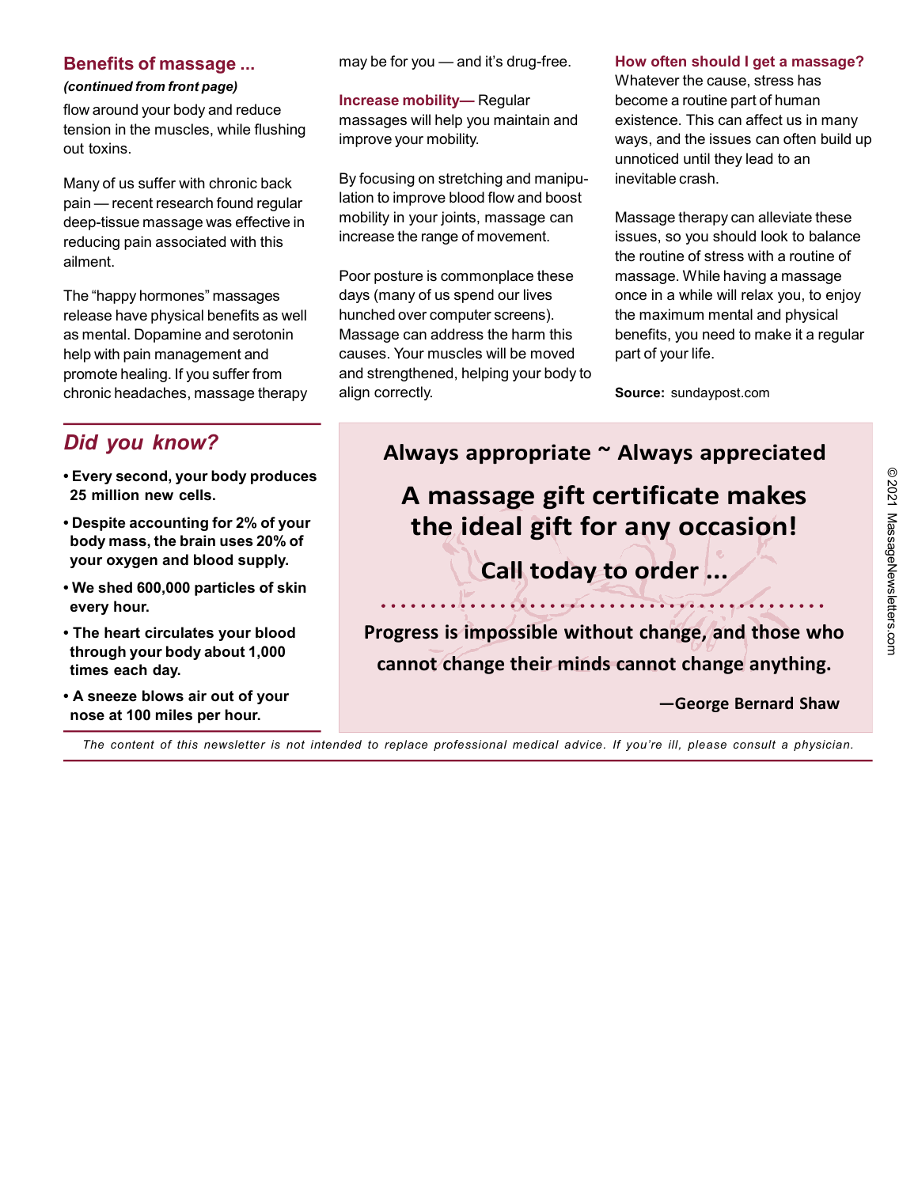## Benefits of massage ...

*(continued from front page)*

flow around your body and reduce tension in the muscles, while flushing out toxins.

Many of us suffer with chronic back pain — recent research found regular deep-tissue massage was effective in reducing pain associated with this ailment.

The "happy hormones" massages release have physical benefits as well as mental. Dopamine and serotonin help with pain management and promote healing. If you suffer from chronic headaches, massage therapy may be for you — and it's drug-free.

**Increase mobility—** Regular massages will help you maintain and improve your mobility.

By focusing on stretching and manipulation to improve blood flow and boost mobility in your joints, massage can increase the range of movement.

Poor posture is commonplace these days (many of us spend our lives hunched over computer screens). Massage can address the harm this causes. Your muscles will be moved and strengthened, helping your body to align correctly.

### How often should I get a massage?

Whatever the cause, stress has become a routine part of human existence. This can affect us in many ways, and the issues can often build up unnoticed until they lead to an inevitable crash.

Massage therapy can alleviate these issues, so you should look to balance the routine of stress with a routine of massage. While having a massage once in a while will relax you, to enjoy the maximum mental and physical benefits, you need to make it a regular part of your life.

**Source:** sundaypost.com

## *Did you know?*

- **Every second, your body produces 25 million new cells.**
- **Despite accounting for 2% of your body mass, the brain uses 20% of your oxygen and blood supply.**
- **We shed 600,000 particles of skin every hour.**
- **The heart circulates your blood through your body about 1,000 times each day.**
- **A sneeze blows air out of your nose at 100 miles per hour.**

**Always appropriate ~ Always appreciated**

**A massage gift certificate makes the ideal gift for any occasion!**

**Call today to order ...**

**Progress is impossible without change, and those who cannot change their minds cannot change anything.**

**—George Bernard Shaw**

*The content of this newsletter is not intended to replace professional medical advice. If you're ill, please consult a physician.*

© 2021 MassageNewsletters.com